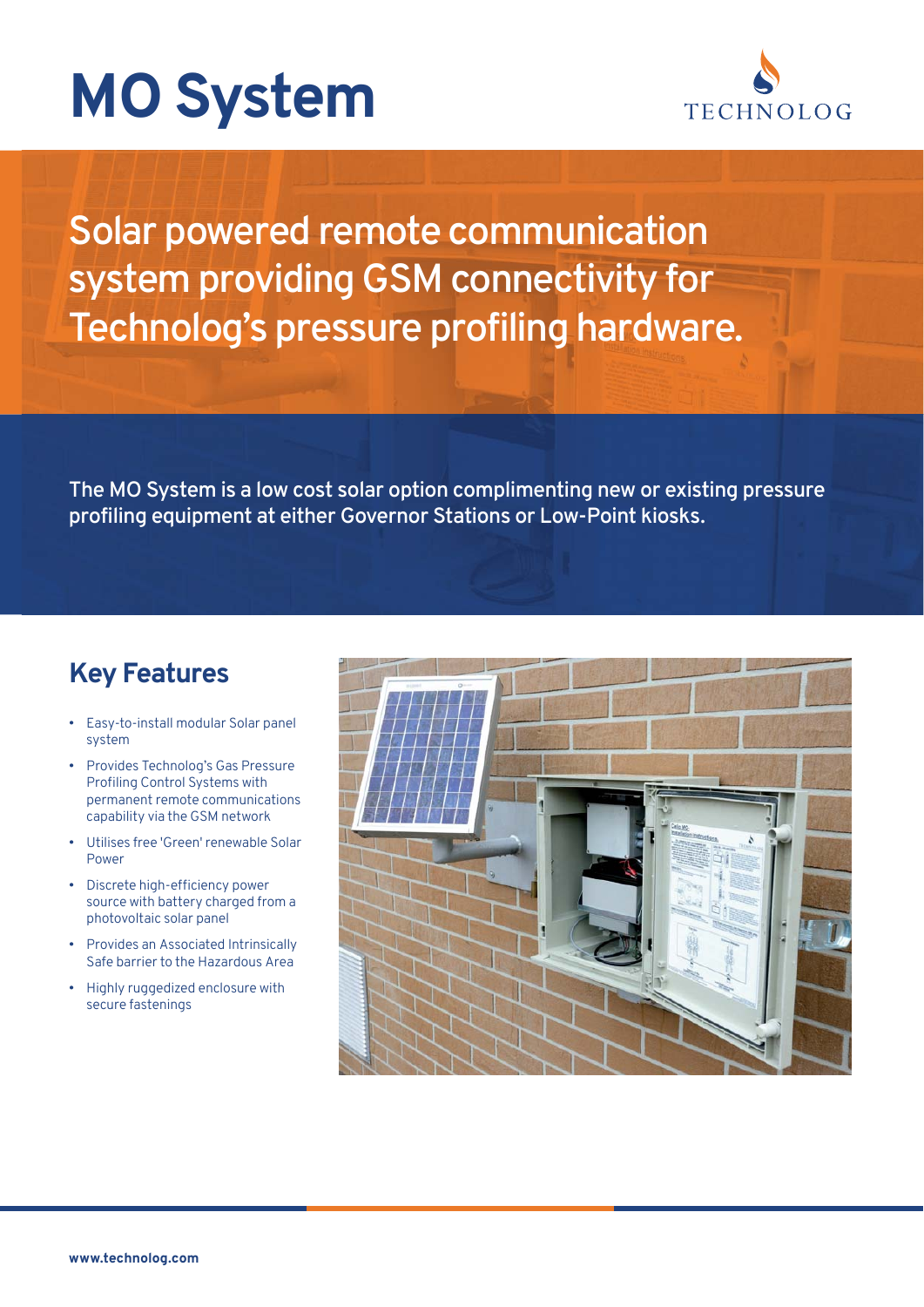# MO System

TECHNOLOG

## Solar powered remote communication system providing GSM connectivity for Technolog's pressure profiling hardware.

The MO System is a low cost solar option complimenting new or existing pressure profiling equipment at either Governor Stations or Low-Point kiosks.

## Key Features

- Easy-to-install modular Solar panel system
- Provides Technolog's Gas Pressure Profiling Control Systems with permanent remote communications capability via the GSM network
- Utilises free 'Green' renewable Solar Power
- Discrete high-efficiency power source with battery charged from a photovoltaic solar panel
- Provides an Associated Intrinsically Safe barrier to the Hazardous Area
- Highly ruggedized enclosure with secure fastenings

**www.technolog.com**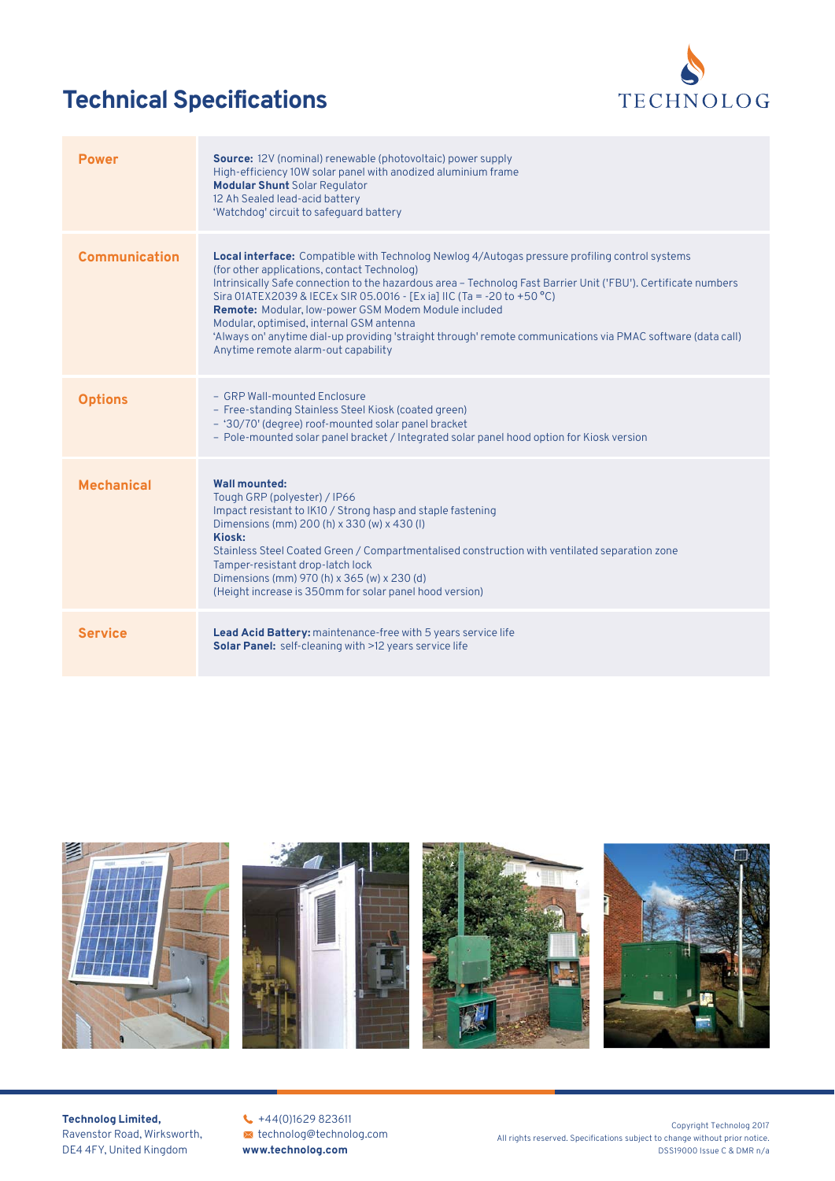# Technical Specifications

TECHNOLOG

| | |
|---|---|
| **Power** | **Source:** 12V (nominal) renewable (photovoltaic) power supply<br>High-efficiency 10W solar panel with anodized aluminium frame<br>**Modular Shunt** Solar Regulator<br>12 Ah Sealed lead-acid battery<br>'Watchdog' circuit to safeguard battery |
| **Communication** | **Local interface:** Compatible with Technolog Newlog 4/Autogas pressure profiling control systems<br>(for other applications, contact Technolog)<br>Intrinsically Safe connection to the hazardous area – Technolog Fast Barrier Unit ('FBU'). Certificate numbers Sira 01ATEX2039 & IECEx SIR 05.0016 - [Ex ia] IIC (Ta = -20 to +50 °C)<br>**Remote:** Modular, low-power GSM Modem Module included<br>Modular, optimised, internal GSM antenna<br>'Always on' anytime dial-up providing 'straight through' remote communications via PMAC software (data call)<br>Anytime remote alarm-out capability |
| **Options** | – GRP Wall-mounted Enclosure<br>– Free-standing Stainless Steel Kiosk (coated green)<br>– '30/70' (degree) roof-mounted solar panel bracket<br>– Pole-mounted solar panel bracket / Integrated solar panel hood option for Kiosk version |
| **Mechanical** | **Wall mounted:**<br>Tough GRP (polyester) / IP66<br>Impact resistant to IK10 / Strong hasp and staple fastening<br>Dimensions (mm) 200 (h) x 330 (w) x 430 (l)<br>**Kiosk:**<br>Stainless Steel Coated Green / Compartmentalised construction with ventilated separation zone<br>Tamper-resistant drop-latch lock<br>Dimensions (mm) 970 (h) x 365 (w) x 230 (d)<br>(Height increase is 350mm for solar panel hood version) |
| **Service** | **Lead Acid Battery:** maintenance-free with 5 years service life<br>**Solar Panel:** self-cleaning with >12 years service life |

**Technolog Limited,**
Ravenstor Road, Wirksworth,
DE4 4FY, United Kingdom

+44(0)1629 823611
technolog@technolog.com
**www.technolog.com**

Copyright Technolog 2017
All rights reserved. Specifications subject to change without prior notice.
DSS19000 Issue C & DMR n/a